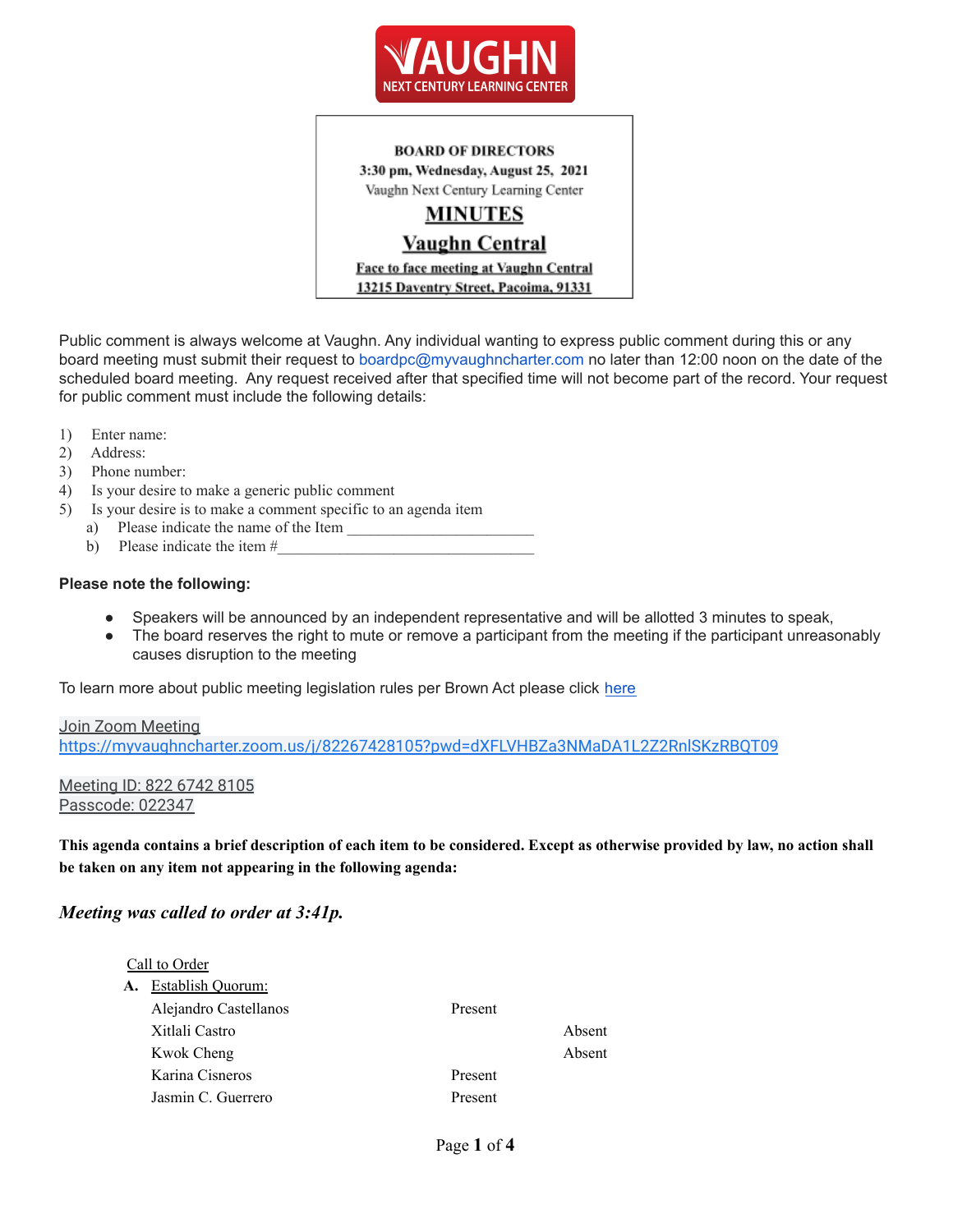VAUGHN NEXT CENTURY LEARNING CENTER

**BOARD OF DIRECTORS**
**3:30 pm, Wednesday, August 25, 2021**
Vaughn Next Century Learning Center

# MINUTES

## Vaughn Central

**Face to face meeting at Vaughn Central**
**13215 Daventry Street, Pacoima, 91331**

Public comment is always welcome at Vaughn. Any individual wanting to express public comment during this or any board meeting must submit their request to boardpc@myvaughncharter.com no later than 12:00 noon on the date of the scheduled board meeting. Any request received after that specified time will not become part of the record. Your request for public comment must include the following details:

1) Enter name:
2) Address:
3) Phone number:
4) Is your desire to make a generic public comment
5) Is your desire is to make a comment specific to an agenda item
   a) Please indicate the name of the Item ________________________
   b) Please indicate the item #________________________________

**Please note the following:**

- Speakers will be announced by an independent representative and will be allotted 3 minutes to speak,
- The board reserves the right to mute or remove a participant from the meeting if the participant unreasonably causes disruption to the meeting

To learn more about public meeting legislation rules per Brown Act please click here

Join Zoom Meeting
https://myvaughncharter.zoom.us/j/82267428105?pwd=dXFLVHBZa3NMaDA1L2Z2RnlSKzRBQT09

Meeting ID: 822 6742 8105
Passcode: 022347

**This agenda contains a brief description of each item to be considered. Except as otherwise provided by law, no action shall be taken on any item not appearing in the following agenda:**

***Meeting was called to order at 3:41p.***

Call to Order

**A.** Establish Quorum:

| Name | Present | Absent |
|---|---|---|
| Alejandro Castellanos | Present | |
| Xitlali Castro | | Absent |
| Kwok Cheng | | Absent |
| Karina Cisneros | Present | |
| Jasmin C. Guerrero | Present | |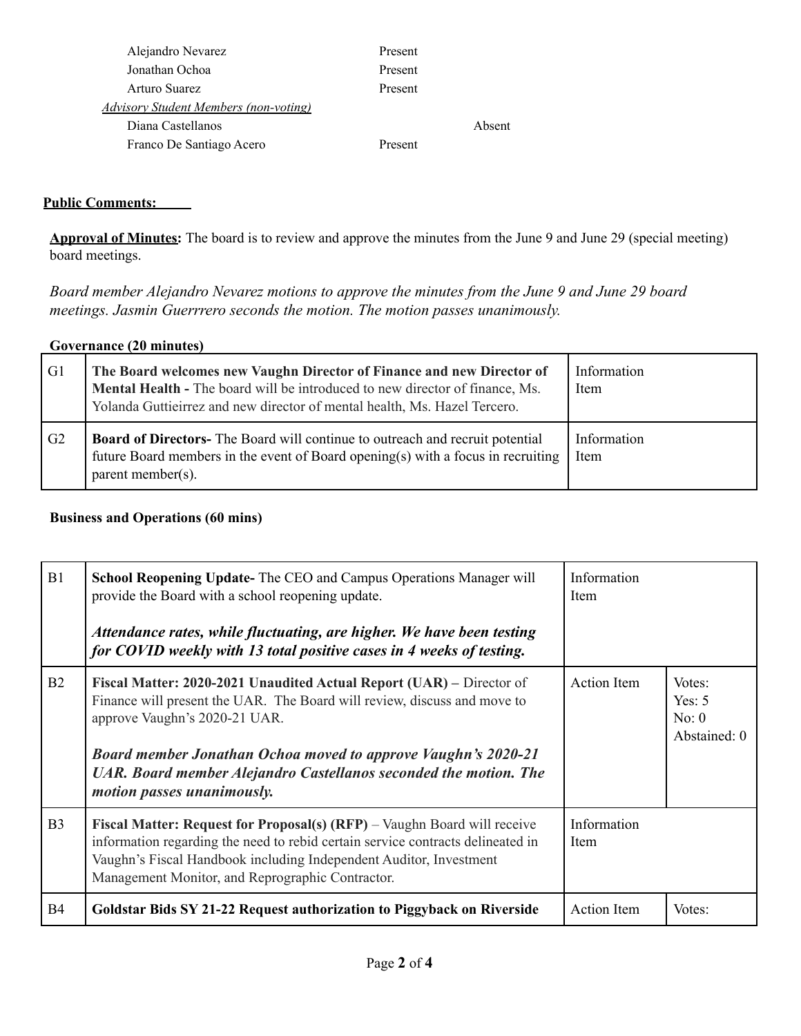| | | |
|---|---|---|
| Alejandro Nevarez | Present | |
| Jonathan Ochoa | Present | |
| Arturo Suarez | Present | |
| *Advisory Student Members (non-voting)* | | |
| Diana Castellanos | | Absent |
| Franco De Santiago Acero | Present | |

**Public Comments:**

**Approval of Minutes:** The board is to review and approve the minutes from the June 9 and June 29 (special meeting) board meetings.

*Board member Alejandro Nevarez motions to approve the minutes from the June 9 and June 29 board meetings. Jasmin Guerrrero seconds the motion. The motion passes unanimously.*

**Governance (20 minutes)**

| | | |
|---|---|---|
| G1 | **The Board welcomes new Vaughn Director of Finance and new Director of Mental Health -** The board will be introduced to new director of finance, Ms. Yolanda Guttieirrez and new director of mental health, Ms. Hazel Tercero. | Information Item |
| G2 | **Board of Directors-** The Board will continue to outreach and recruit potential future Board members in the event of Board opening(s) with a focus in recruiting parent member(s). | Information Item |

**Business and Operations (60 mins)**

| | | | |
|---|---|---|---|
| B1 | **School Reopening Update-** The CEO and Campus Operations Manager will provide the Board with a school reopening update.<br><br>***Attendance rates, while fluctuating, are higher. We have been testing for COVID weekly with 13 total positive cases in 4 weeks of testing.*** | Information Item | |
| B2 | **Fiscal Matter: 2020-2021 Unaudited Actual Report (UAR) –** Director of Finance will present the UAR. The Board will review, discuss and move to approve Vaughn's 2020-21 UAR.<br><br>***Board member Jonathan Ochoa moved to approve Vaughn's 2020-21 UAR. Board member Alejandro Castellanos seconded the motion. The motion passes unanimously.*** | Action Item | Votes:<br>Yes: 5<br>No: 0<br>Abstained: 0 |
| B3 | **Fiscal Matter: Request for Proposal(s) (RFP)** – Vaughn Board will receive information regarding the need to rebid certain service contracts delineated in Vaughn's Fiscal Handbook including Independent Auditor, Investment Management Monitor, and Reprographic Contractor. | Information Item | |
| B4 | **Goldstar Bids SY 21-22 Request authorization to Piggyback on Riverside** | Action Item | Votes: |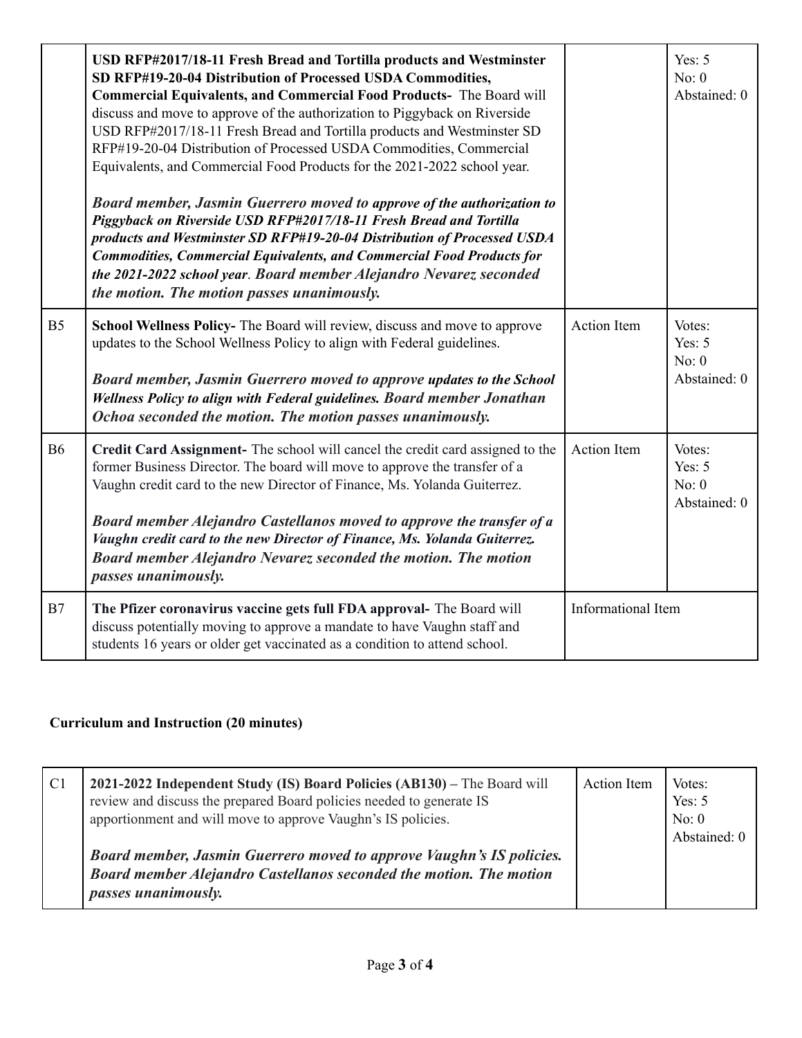| | | | |
|---|---|---|---|
| | **USD RFP#2017/18-11 Fresh Bread and Tortilla products and Westminster SD RFP#19-20-04 Distribution of Processed USDA Commodities, Commercial Equivalents, and Commercial Food Products-** The Board will discuss and move to approve of the authorization to Piggyback on Riverside USD RFP#2017/18-11 Fresh Bread and Tortilla products and Westminster SD RFP#19-20-04 Distribution of Processed USDA Commodities, Commercial Equivalents, and Commercial Food Products for the 2021-2022 school year.<br><br>***Board member, Jasmin Guerrero moved to approve of the authorization to Piggyback on Riverside USD RFP#2017/18-11 Fresh Bread and Tortilla products and Westminster SD RFP#19-20-04 Distribution of Processed USDA Commodities, Commercial Equivalents, and Commercial Food Products for the 2021-2022 school year. Board member Alejandro Nevarez seconded the motion. The motion passes unanimously.*** | | Yes: 5<br>No: 0<br>Abstained: 0 |
| B5 | **School Wellness Policy-** The Board will review, discuss and move to approve updates to the School Wellness Policy to align with Federal guidelines.<br><br>***Board member, Jasmin Guerrero moved to approve updates to the School Wellness Policy to align with Federal guidelines. Board member Jonathan Ochoa seconded the motion. The motion passes unanimously.*** | Action Item | Votes:<br>Yes: 5<br>No: 0<br>Abstained: 0 |
| B6 | **Credit Card Assignment-** The school will cancel the credit card assigned to the former Business Director. The board will move to approve the transfer of a Vaughn credit card to the new Director of Finance, Ms. Yolanda Guiterrez.<br><br>***Board member Alejandro Castellanos moved to approve the transfer of a Vaughn credit card to the new Director of Finance, Ms. Yolanda Guiterrez. Board member Alejandro Nevarez seconded the motion. The motion passes unanimously.*** | Action Item | Votes:<br>Yes: 5<br>No: 0<br>Abstained: 0 |
| B7 | **The Pfizer coronavirus vaccine gets full FDA approval-** The Board will discuss potentially moving to approve a mandate to have Vaughn staff and students 16 years or older get vaccinated as a condition to attend school. | Informational Item | |

**Curriculum and Instruction (20 minutes)**

| | | | |
|---|---|---|---|
| C1 | **2021-2022 Independent Study (IS) Board Policies (AB130) –** The Board will review and discuss the prepared Board policies needed to generate IS apportionment and will move to approve Vaughn's IS policies.<br><br>***Board member, Jasmin Guerrero moved to approve Vaughn's IS policies. Board member Alejandro Castellanos seconded the motion. The motion passes unanimously.*** | Action Item | Votes:<br>Yes: 5<br>No: 0<br>Abstained: 0 |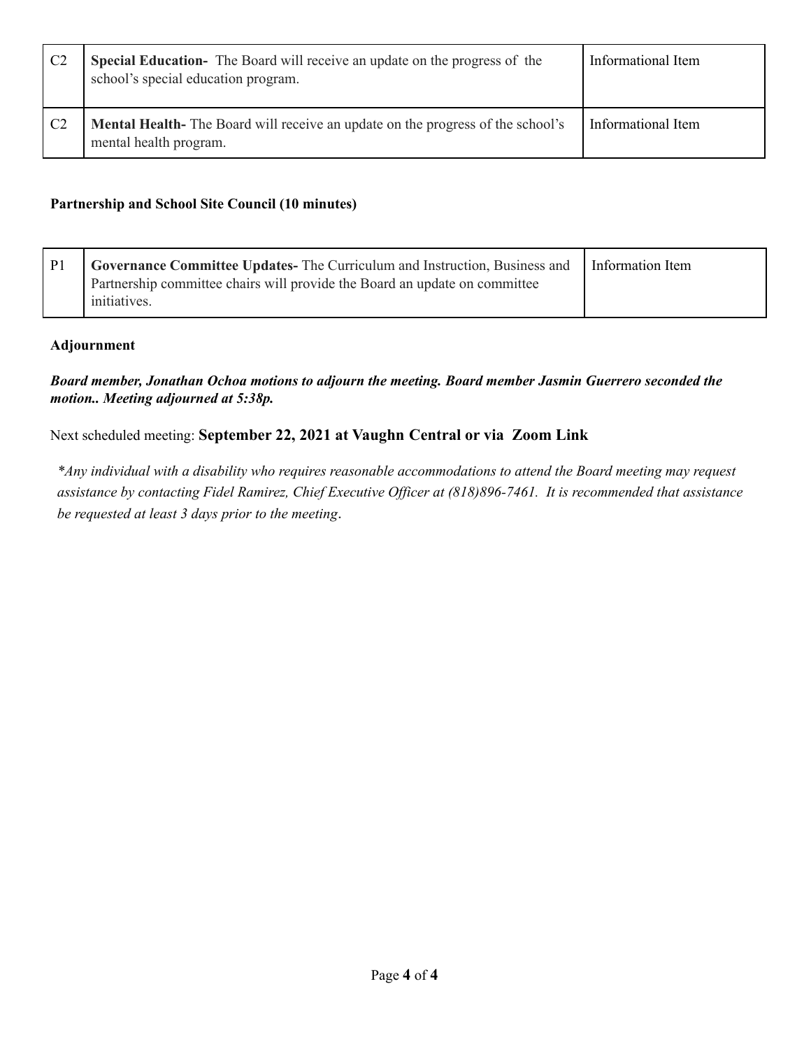| | | |
|---|---|---|
| C2 | **Special Education-** The Board will receive an update on the progress of the school's special education program. | Informational Item |
| C2 | **Mental Health-** The Board will receive an update on the progress of the school's mental health program. | Informational Item |

**Partnership and School Site Council (10 minutes)**

| | | |
|---|---|---|
| P1 | **Governance Committee Updates-** The Curriculum and Instruction, Business and Partnership committee chairs will provide the Board an update on committee initiatives. | Information Item |

**Adjournment**

***Board member, Jonathan Ochoa motions to adjourn the meeting. Board member Jasmin Guerrero seconded the motion.. Meeting adjourned at 5:38p.***

Next scheduled meeting: **September 22, 2021 at Vaughn Central or via Zoom Link**

*\*Any individual with a disability who requires reasonable accommodations to attend the Board meeting may request assistance by contacting Fidel Ramirez, Chief Executive Officer at (818)896-7461. It is recommended that assistance be requested at least 3 days prior to the meeting.*